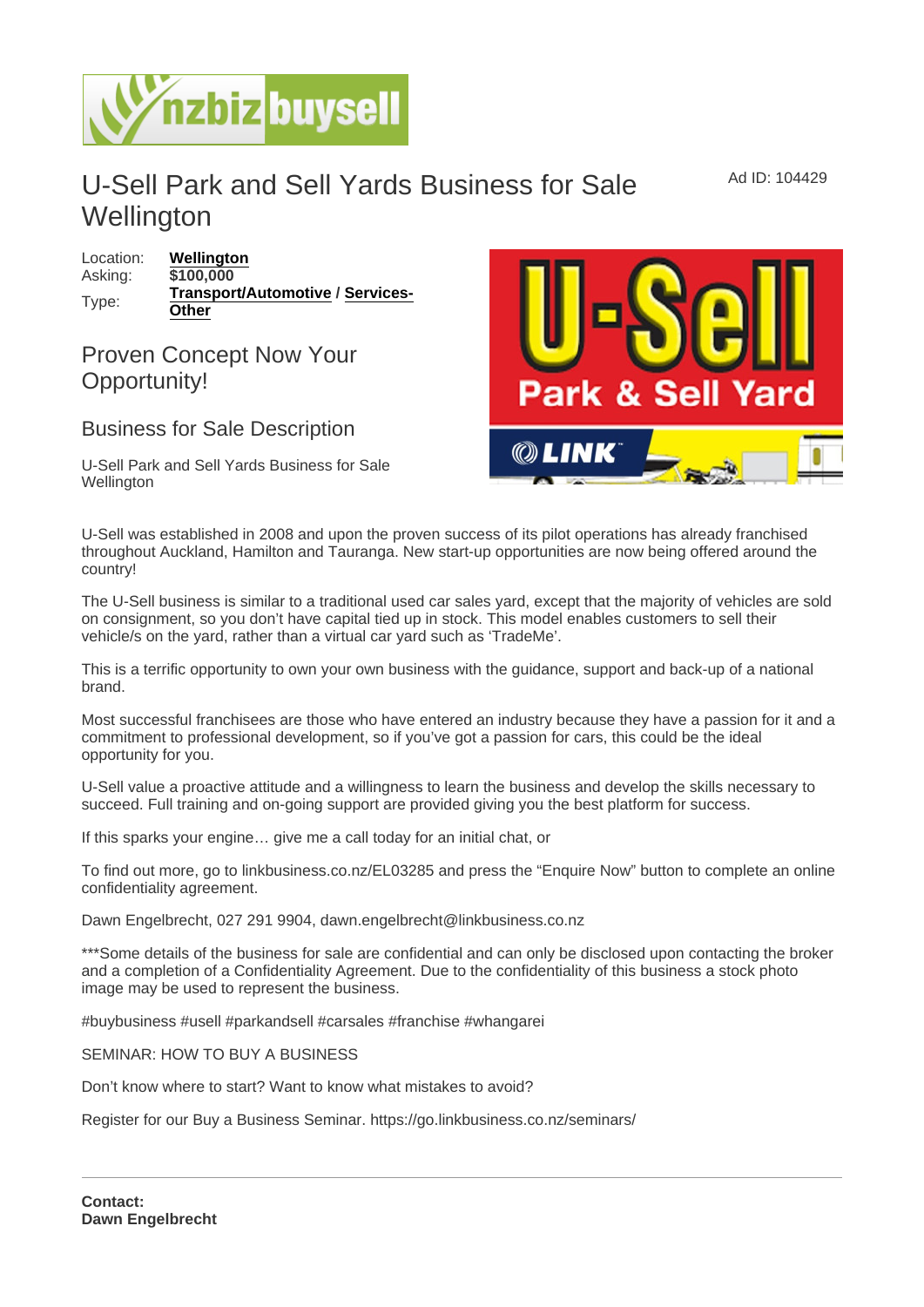# U-Sell Park and Sell Yards Business for Sale Wellington

Ad ID: 104429

Location: **Wellington**
Asking: **$100,000**
Type: **Transport/Automotive** / **Services-Other**

## Proven Concept Now Your Opportunity!

### Business for Sale Description

U-Sell Park and Sell Yards Business for Sale Wellington

U-Sell was established in 2008 and upon the proven success of its pilot operations has already franchised throughout Auckland, Hamilton and Tauranga. New start-up opportunities are now being offered around the country!

The U-Sell business is similar to a traditional used car sales yard, except that the majority of vehicles are sold on consignment, so you don't have capital tied up in stock. This model enables customers to sell their vehicle/s on the yard, rather than a virtual car yard such as 'TradeMe'.

This is a terrific opportunity to own your own business with the guidance, support and back-up of a national brand.

Most successful franchisees are those who have entered an industry because they have a passion for it and a commitment to professional development, so if you've got a passion for cars, this could be the ideal opportunity for you.

U-Sell value a proactive attitude and a willingness to learn the business and develop the skills necessary to succeed. Full training and on-going support are provided giving you the best platform for success.

If this sparks your engine… give me a call today for an initial chat, or

To find out more, go to linkbusiness.co.nz/EL03285 and press the "Enquire Now" button to complete an online confidentiality agreement.

Dawn Engelbrecht, 027 291 9904, dawn.engelbrecht@linkbusiness.co.nz

***Some details of the business for sale are confidential and can only be disclosed upon contacting the broker and a completion of a Confidentiality Agreement. Due to the confidentiality of this business a stock photo image may be used to represent the business.

#buybusiness #usell #parkandsell #carsales #franchise #whangarei

SEMINAR: HOW TO BUY A BUSINESS

Don't know where to start? Want to know what mistakes to avoid?

Register for our Buy a Business Seminar. https://go.linkbusiness.co.nz/seminars/

---

**Contact:**
**Dawn Engelbrecht**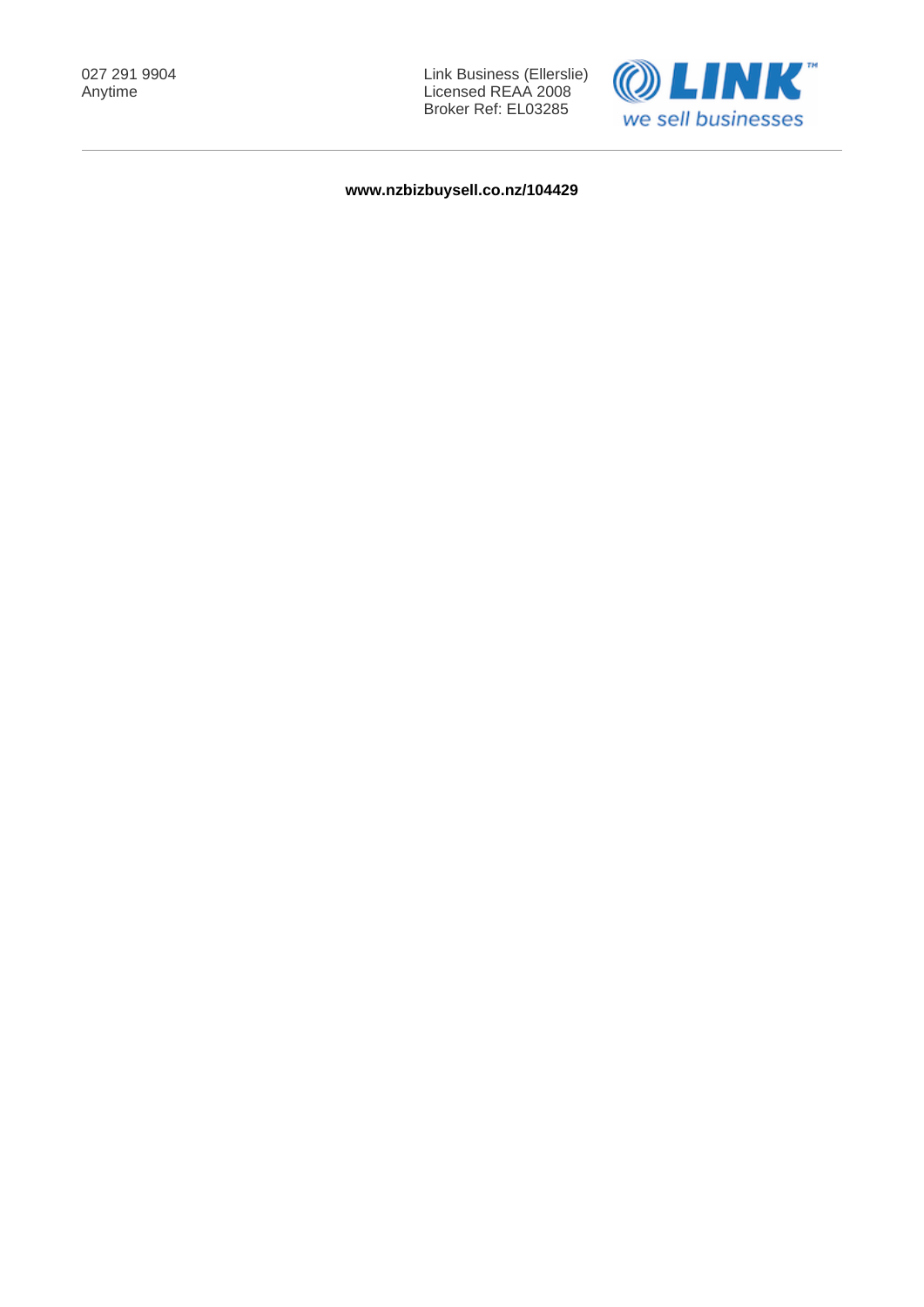027 291 9904
Anytime

Link Business (Ellerslie)
Licensed REAA 2008
Broker Ref: EL03285

LINK™
we sell businesses

---

**www.nzbizbuysell.co.nz/104429**